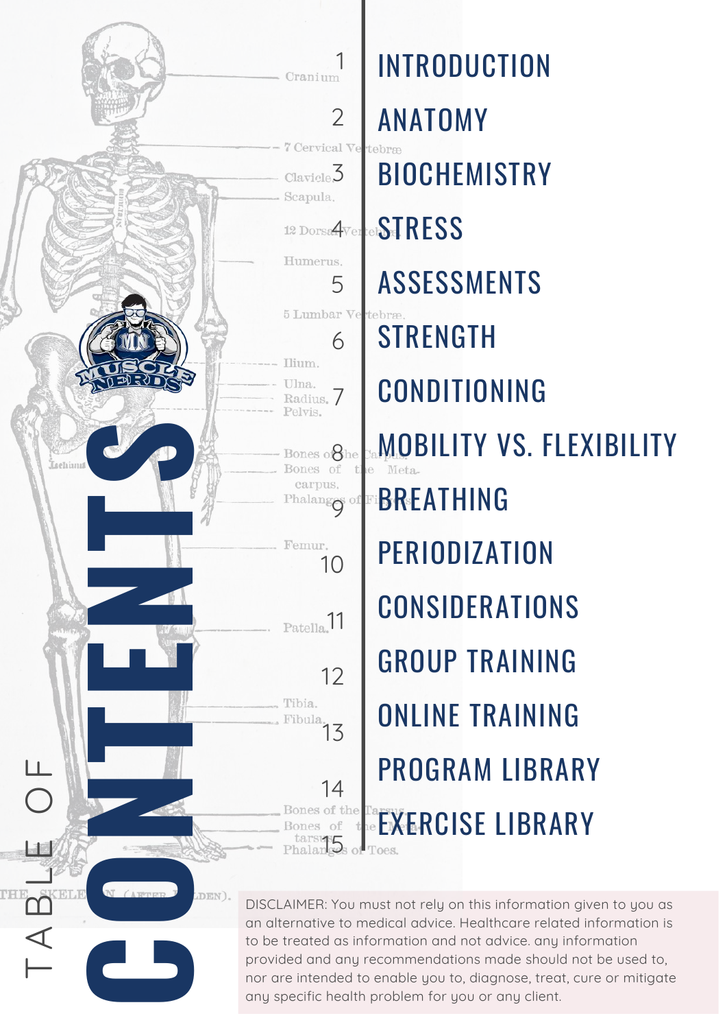# TABLE OF CONTENTS

1. INTRODUCTION
2. ANATOMY
3. BIOCHEMISTRY
4. STRESS
5. ASSESSMENTS
6. STRENGTH
7. CONDITIONING
8. MOBILITY VS. FLEXIBILITY
9. BREATHING
10. PERIODIZATION
11. CONSIDERATIONS
12. GROUP TRAINING
13. ONLINE TRAINING
14. PROGRAM LIBRARY
15. EXERCISE LIBRARY

DISCLAIMER: You must not rely on this information given to you as an alternative to medical advice. Healthcare related information is to be treated as information and not advice. any information provided and any recommendations made should not be used to, nor are intended to enable you to, diagnose, treat, cure or mitigate any specific health problem for you or any client.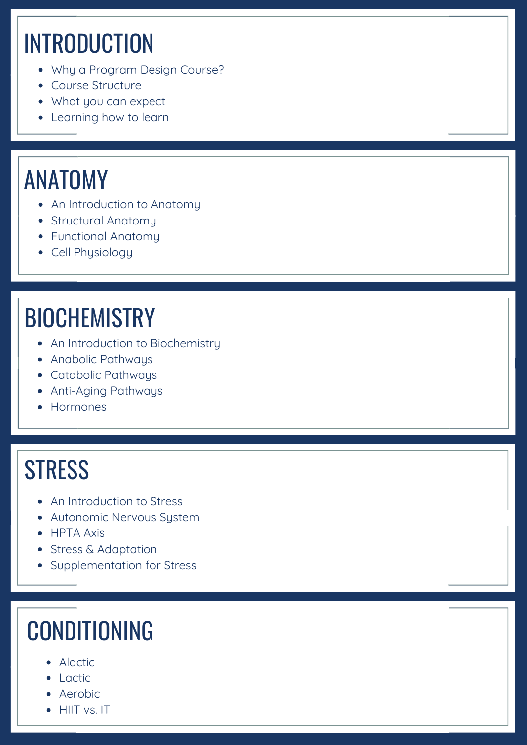# INTRODUCTION

- Why a Program Design Course?
- Course Structure
- What you can expect
- Learning how to learn

# ANATOMY

- An Introduction to Anatomy
- Structural Anatomy
- Functional Anatomy
- Cell Physiology

# BIOCHEMISTRY

- An Introduction to Biochemistry
- Anabolic Pathways
- Catabolic Pathways
- Anti-Aging Pathways
- Hormones

# STRESS

- An Introduction to Stress
- Autonomic Nervous System
- HPTA Axis
- Stress & Adaptation
- Supplementation for Stress

# CONDITIONING

- Alactic
- Lactic
- Aerobic
- HIIT vs. IT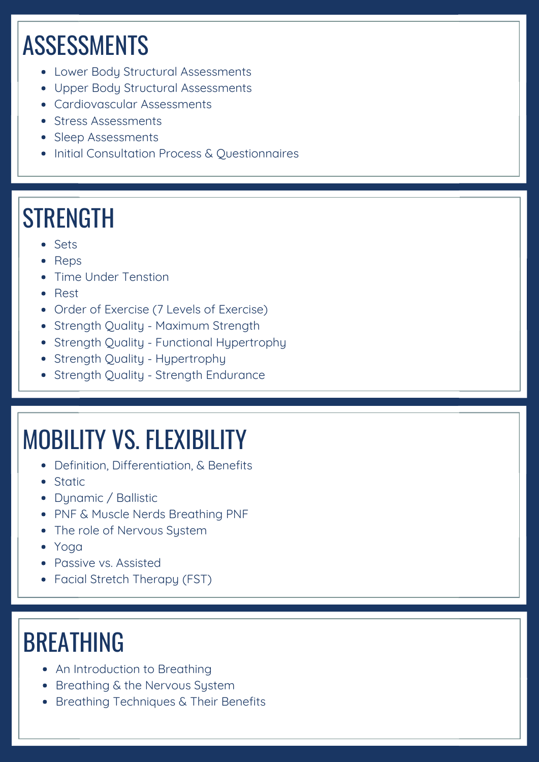# ASSESSMENTS

- Lower Body Structural Assessments
- Upper Body Structural Assessments
- Cardiovascular Assessments
- Stress Assessments
- Sleep Assessments
- Initial Consultation Process & Questionnaires

# STRENGTH

- Sets
- Reps
- Time Under Tenstion
- Rest
- Order of Exercise (7 Levels of Exercise)
- Strength Quality - Maximum Strength
- Strength Quality - Functional Hypertrophy
- Strength Quality - Hypertrophy
- Strength Quality - Strength Endurance

# MOBILITY VS. FLEXIBILITY

- Definition, Differentiation, & Benefits
- Static
- Dynamic / Ballistic
- PNF & Muscle Nerds Breathing PNF
- The role of Nervous System
- Yoga
- Passive vs. Assisted
- Facial Stretch Therapy (FST)

# BREATHING

- An Introduction to Breathing
- Breathing & the Nervous System
- Breathing Techniques & Their Benefits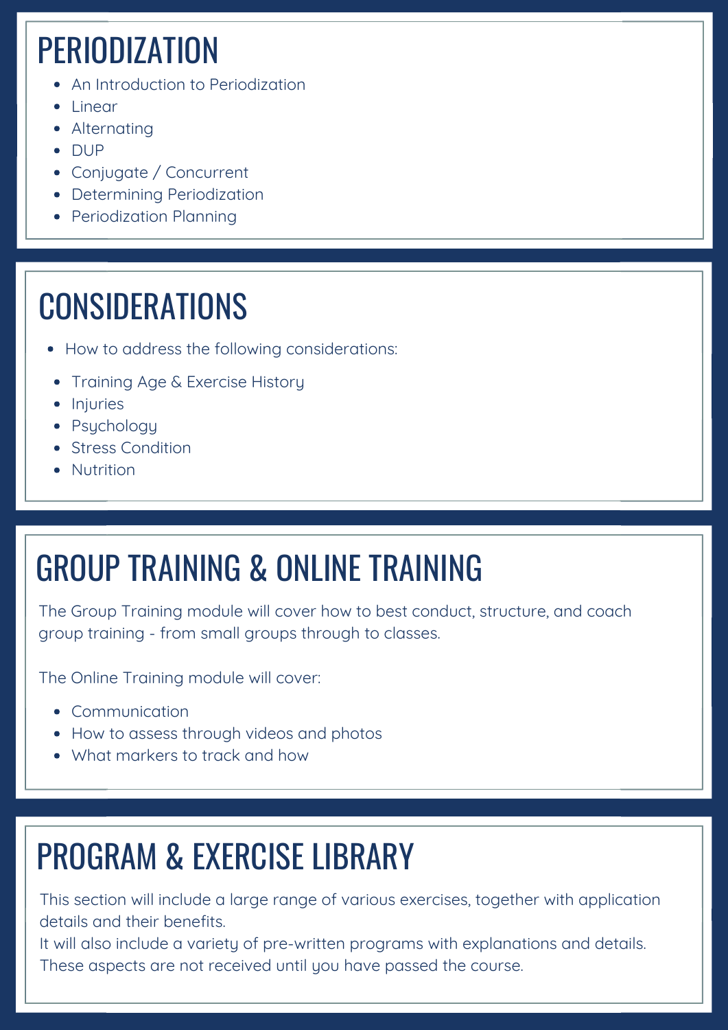## PERIODIZATION

- An Introduction to Periodization
- Linear
- Alternating
- DUP
- Conjugate / Concurrent
- Determining Periodization
- Periodization Planning

## CONSIDERATIONS

- How to address the following considerations:

- Training Age & Exercise History
- Injuries
- Psychology
- Stress Condition
- Nutrition

## GROUP TRAINING & ONLINE TRAINING

The Group Training module will cover how to best conduct, structure, and coach group training - from small groups through to classes.

The Online Training module will cover:

- Communication
- How to assess through videos and photos
- What markers to track and how

## PROGRAM & EXERCISE LIBRARY

This section will include a large range of various exercises, together with application details and their benefits.
It will also include a variety of pre-written programs with explanations and details.
These aspects are not received until you have passed the course.